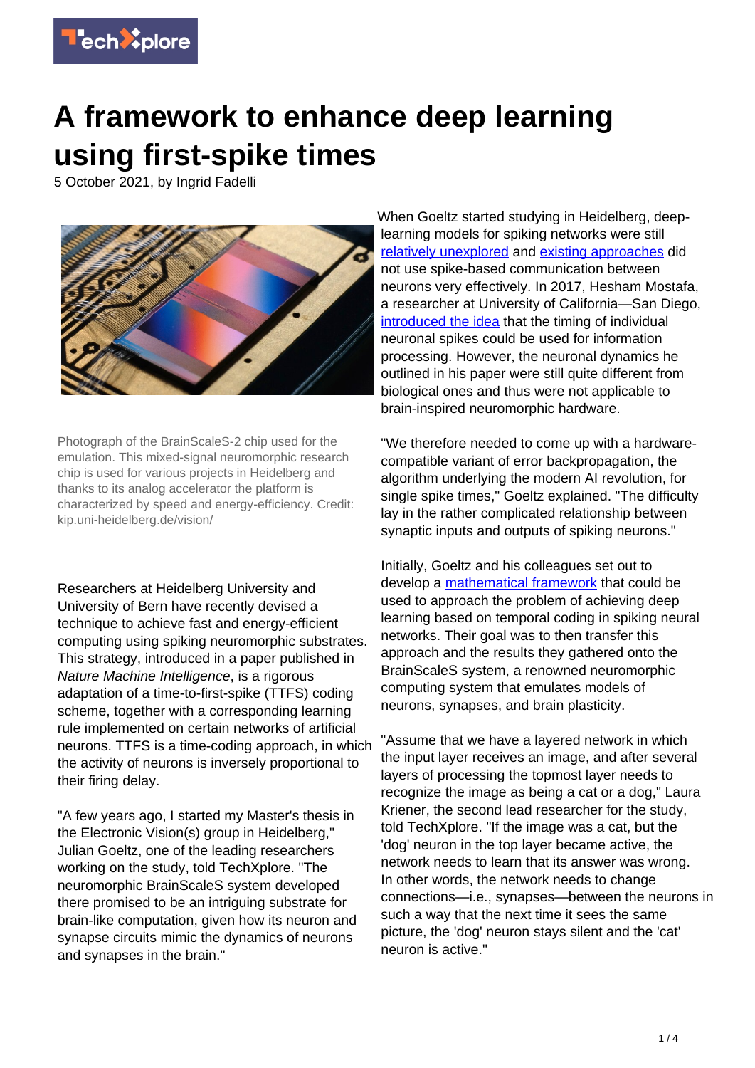# A framework to enhance deep learning using first-spike times

5 October 2021, by Ingrid Fadelli

Photograph of the BrainScaleS-2 chip used for the emulation. This mixed-signal neuromorphic research chip is used for various projects in Heidelberg and thanks to its analog accelerator the platform is characterized by speed and energy-efficiency. Credit: kip.uni-heidelberg.de/vision/

Researchers at Heidelberg University and University of Bern have recently devised a technique to achieve fast and energy-efficient computing using spiking neuromorphic substrates. This strategy, introduced in a paper published in *Nature Machine Intelligence*, is a rigorous adaptation of a time-to-first-spike (TTFS) coding scheme, together with a corresponding learning rule implemented on certain networks of artificial neurons. TTFS is a time-coding approach, in which the activity of neurons is inversely proportional to their firing delay.

"A few years ago, I started my Master's thesis in the Electronic Vision(s) group in Heidelberg," Julian Goeltz, one of the leading researchers working on the study, told TechXplore. "The neuromorphic BrainScaleS system developed there promised to be an intriguing substrate for brain-like computation, given how its neuron and synapse circuits mimic the dynamics of neurons and synapses in the brain."

When Goeltz started studying in Heidelberg, deep-learning models for spiking networks were still relatively unexplored and existing approaches did not use spike-based communication between neurons very effectively. In 2017, Hesham Mostafa, a researcher at University of California—San Diego, introduced the idea that the timing of individual neuronal spikes could be used for information processing. However, the neuronal dynamics he outlined in his paper were still quite different from biological ones and thus were not applicable to brain-inspired neuromorphic hardware.

"We therefore needed to come up with a hardware-compatible variant of error backpropagation, the algorithm underlying the modern AI revolution, for single spike times," Goeltz explained. "The difficulty lay in the rather complicated relationship between synaptic inputs and outputs of spiking neurons."

Initially, Goeltz and his colleagues set out to develop a mathematical framework that could be used to approach the problem of achieving deep learning based on temporal coding in spiking neural networks. Their goal was to then transfer this approach and the results they gathered onto the BrainScaleS system, a renowned neuromorphic computing system that emulates models of neurons, synapses, and brain plasticity.

"Assume that we have a layered network in which the input layer receives an image, and after several layers of processing the topmost layer needs to recognize the image as being a cat or a dog," Laura Kriener, the second lead researcher for the study, told TechXplore. "If the image was a cat, but the 'dog' neuron in the top layer became active, the network needs to learn that its answer was wrong. In other words, the network needs to change connections—i.e., synapses—between the neurons in such a way that the next time it sees the same picture, the 'dog' neuron stays silent and the 'cat' neuron is active."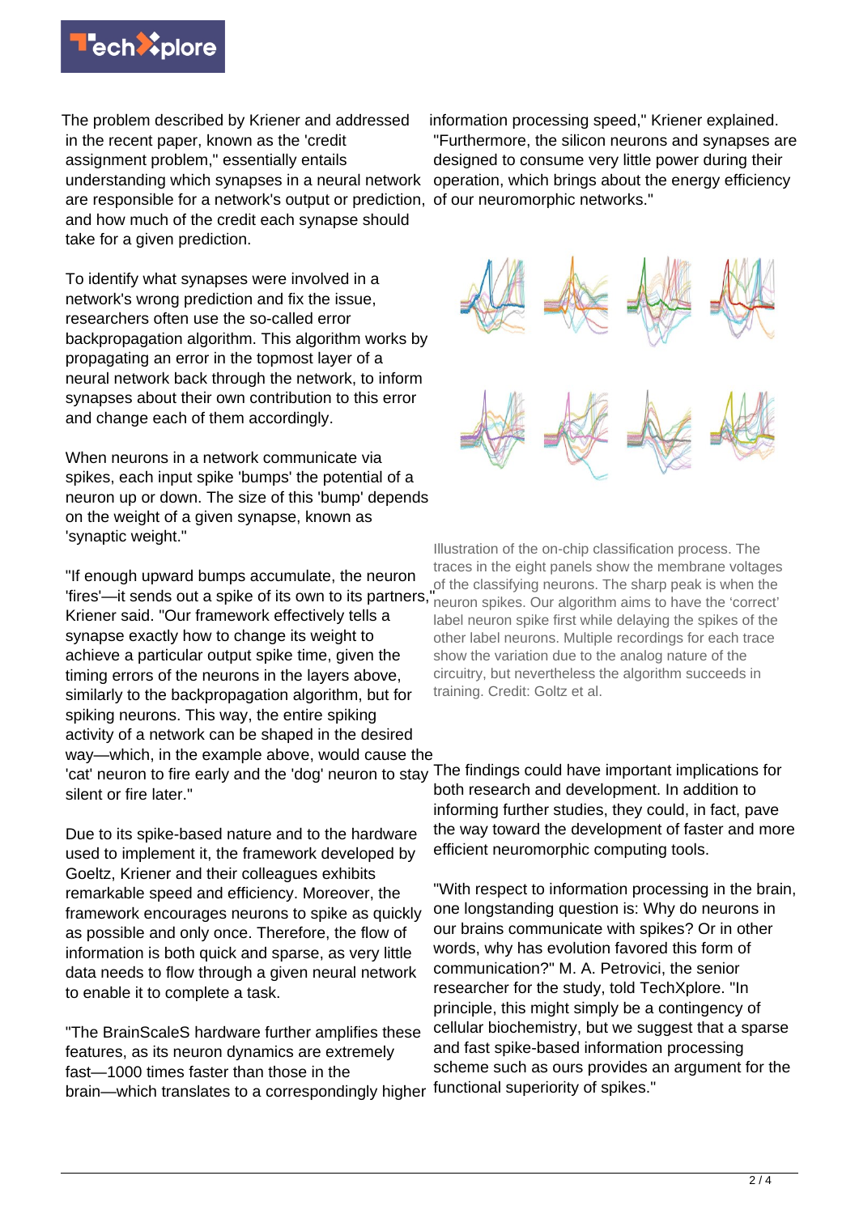The problem described by Kriener and addressed in the recent paper, known as the 'credit assignment problem,'' essentially entails understanding which synapses in a neural network are responsible for a network's output or prediction, and how much of the credit each synapse should take for a given prediction.

To identify what synapses were involved in a network's wrong prediction and fix the issue, researchers often use the so-called error backpropagation algorithm. This algorithm works by propagating an error in the topmost layer of a neural network back through the network, to inform synapses about their own contribution to this error and change each of them accordingly.

When neurons in a network communicate via spikes, each input spike 'bumps' the potential of a neuron up or down. The size of this 'bump' depends on the weight of a given synapse, known as 'synaptic weight.''

"If enough upward bumps accumulate, the neuron 'fires'—it sends out a spike of its own to its partners," Kriener said. "Our framework effectively tells a synapse exactly how to change its weight to achieve a particular output spike time, given the timing errors of the neurons in the layers above, similarly to the backpropagation algorithm, but for spiking neurons. This way, the entire spiking activity of a network can be shaped in the desired way—which, in the example above, would cause the 'cat' neuron to fire early and the 'dog' neuron to stay silent or fire later."

Due to its spike-based nature and to the hardware used to implement it, the framework developed by Goeltz, Kriener and their colleagues exhibits remarkable speed and efficiency. Moreover, the framework encourages neurons to spike as quickly as possible and only once. Therefore, the flow of information is both quick and sparse, as very little data needs to flow through a given neural network to enable it to complete a task.

"The BrainScaleS hardware further amplifies these features, as its neuron dynamics are extremely fast—1000 times faster than those in the brain—which translates to a correspondingly higher information processing speed," Kriener explained. "Furthermore, the silicon neurons and synapses are designed to consume very little power during their operation, which brings about the energy efficiency of our neuromorphic networks."

Illustration of the on-chip classification process. The traces in the eight panels show the membrane voltages of the classifying neurons. The sharp peak is when the neuron spikes. Our algorithm aims to have the 'correct' label neuron spike first while delaying the spikes of the other label neurons. Multiple recordings for each trace show the variation due to the analog nature of the circuitry, but nevertheless the algorithm succeeds in training. Credit: Goltz et al.

The findings could have important implications for both research and development. In addition to informing further studies, they could, in fact, pave the way toward the development of faster and more efficient neuromorphic computing tools.

"With respect to information processing in the brain, one longstanding question is: Why do neurons in our brains communicate with spikes? Or in other words, why has evolution favored this form of communication?" M. A. Petrovici, the senior researcher for the study, told TechXplore. "In principle, this might simply be a contingency of cellular biochemistry, but we suggest that a sparse and fast spike-based information processing scheme such as ours provides an argument for the functional superiority of spikes."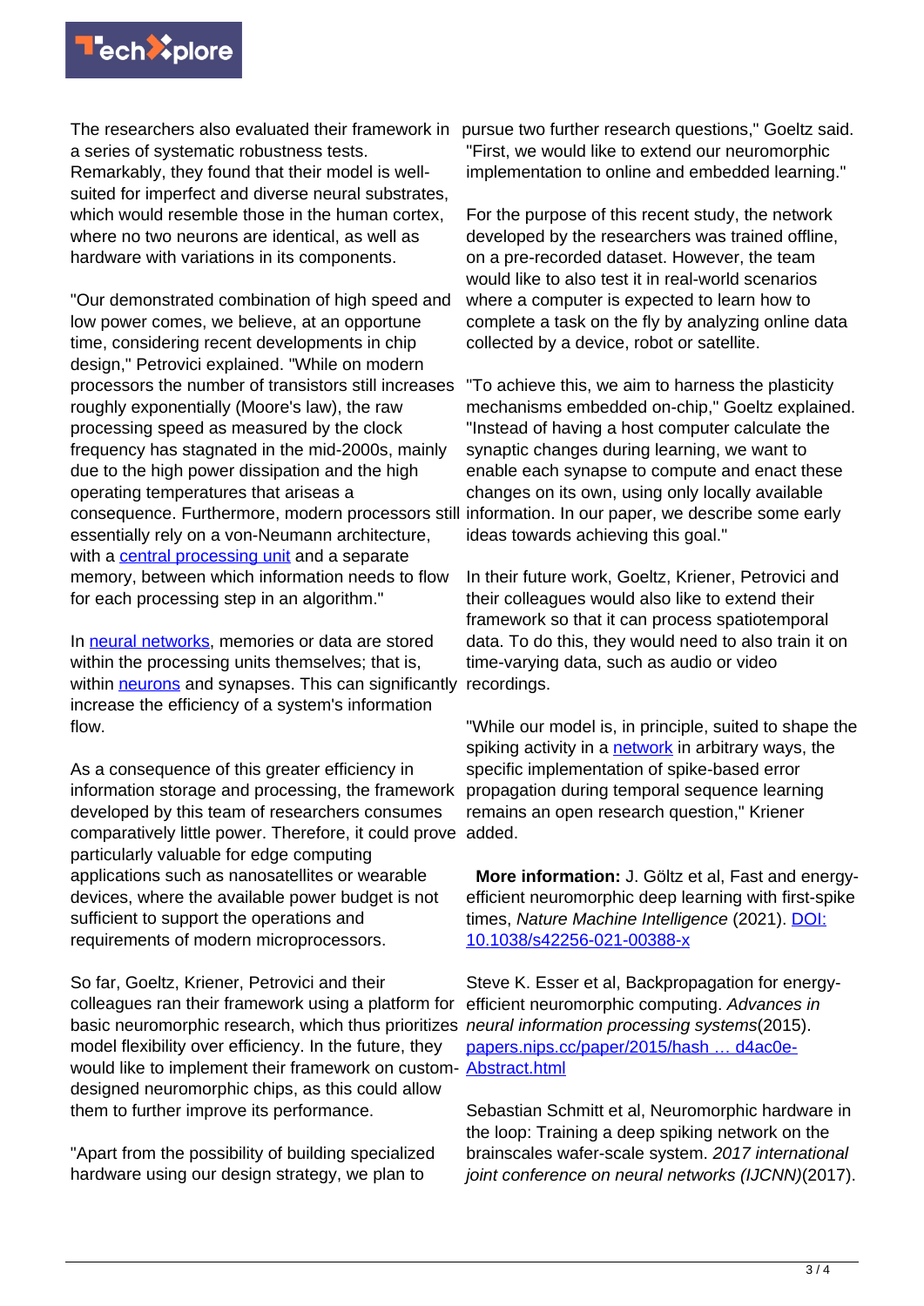The researchers also evaluated their framework in a series of systematic robustness tests. Remarkably, they found that their model is well-suited for imperfect and diverse neural substrates, which would resemble those in the human cortex, where no two neurons are identical, as well as hardware with variations in its components.

"Our demonstrated combination of high speed and low power comes, we believe, at an opportune time, considering recent developments in chip design," Petrovici explained. "While on modern processors the number of transistors still increases roughly exponentially (Moore's law), the raw processing speed as measured by the clock frequency has stagnated in the mid-2000s, mainly due to the high power dissipation and the high operating temperatures that ariseas a consequence. Furthermore, modern processors still essentially rely on a von-Neumann architecture, with a central processing unit and a separate memory, between which information needs to flow for each processing step in an algorithm."

In neural networks, memories or data are stored within the processing units themselves; that is, within neurons and synapses. This can significantly increase the efficiency of a system's information flow.

As a consequence of this greater efficiency in information storage and processing, the framework developed by this team of researchers consumes comparatively little power. Therefore, it could prove particularly valuable for edge computing applications such as nanosatellites or wearable devices, where the available power budget is not sufficient to support the operations and requirements of modern microprocessors.

So far, Goeltz, Kriener, Petrovici and their colleagues ran their framework using a platform for basic neuromorphic research, which thus prioritizes model flexibility over efficiency. In the future, they would like to implement their framework on custom-designed neuromorphic chips, as this could allow them to further improve its performance.

"Apart from the possibility of building specialized hardware using our design strategy, we plan to pursue two further research questions," Goeltz said. "First, we would like to extend our neuromorphic implementation to online and embedded learning."

For the purpose of this recent study, the network developed by the researchers was trained offline, on a pre-recorded dataset. However, the team would like to also test it in real-world scenarios where a computer is expected to learn how to complete a task on the fly by analyzing online data collected by a device, robot or satellite.

"To achieve this, we aim to harness the plasticity mechanisms embedded on-chip," Goeltz explained. "Instead of having a host computer calculate the synaptic changes during learning, we want to enable each synapse to compute and enact these changes on its own, using only locally available information. In our paper, we describe some early ideas towards achieving this goal."

In their future work, Goeltz, Kriener, Petrovici and their colleagues would also like to extend their framework so that it can process spatiotemporal data. To do this, they would need to also train it on time-varying data, such as audio or video recordings.

"While our model is, in principle, suited to shape the spiking activity in a network in arbitrary ways, the specific implementation of spike-based error propagation during temporal sequence learning remains an open research question," Kriener added.

**More information:** J. Göltz et al, Fast and energy-efficient neuromorphic deep learning with first-spike times, *Nature Machine Intelligence* (2021). DOI: 10.1038/s42256-021-00388-x

Steve K. Esser et al, Backpropagation for energy-efficient neuromorphic computing. *Advances in neural information processing systems*(2015). papers.nips.cc/paper/2015/hash … d4ac0e-Abstract.html

Sebastian Schmitt et al, Neuromorphic hardware in the loop: Training a deep spiking network on the brainscales wafer-scale system. *2017 international joint conference on neural networks (IJCNN)*(2017).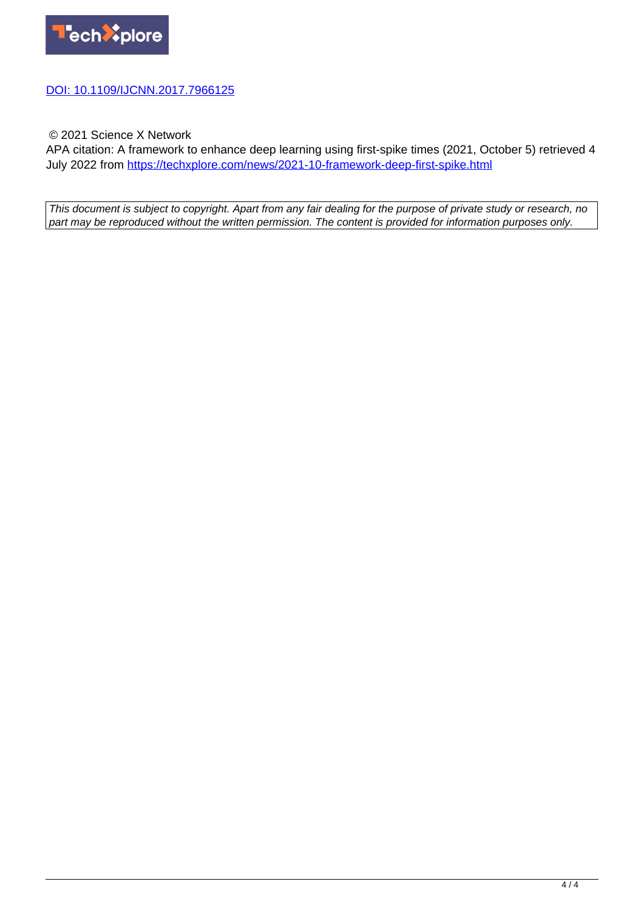[DOI: 10.1109/IJCNN.2017.7966125](https://doi.org/10.1109/IJCNN.2017.7966125)

© 2021 Science X Network

APA citation: A framework to enhance deep learning using first-spike times (2021, October 5) retrieved 4 July 2022 from https://techxplore.com/news/2021-10-framework-deep-first-spike.html

*This document is subject to copyright. Apart from any fair dealing for the purpose of private study or research, no part may be reproduced without the written permission. The content is provided for information purposes only.*